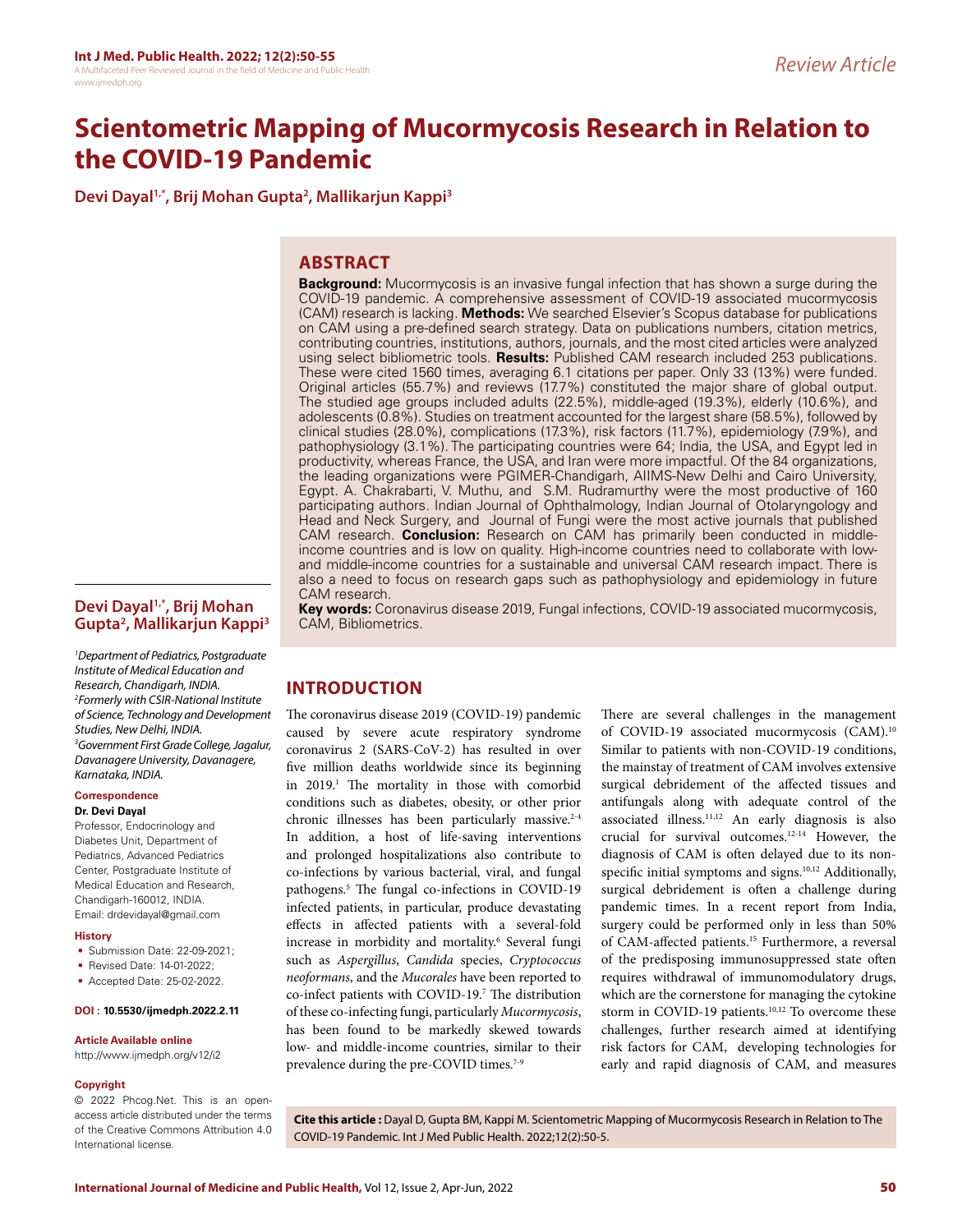*Review Article*

# Scientometric Mapping of Mucormycosis Research in Relation to the COVID-19 Pandemic

**Devi Dayal[1,*], Brij Mohan Gupta[2], Mallikarjun Kappi[3]**

## ABSTRACT

**Background:** Mucormycosis is an invasive fungal infection that has shown a surge during the COVID-19 pandemic. A comprehensive assessment of COVID-19 associated mucormycosis (CAM) research is lacking. **Methods:** We searched Elsevier's Scopus database for publications on CAM using a pre-defined search strategy. Data on publications numbers, citation metrics, contributing countries, institutions, authors, journals, and the most cited articles were analyzed using select bibliometric tools. **Results:** Published CAM research included 253 publications. These were cited 1560 times, averaging 6.1 citations per paper. Only 33 (13%) were funded. Original articles (55.7%) and reviews (17.7%) constituted the major share of global output. The studied age groups included adults (22.5%), middle-aged (19.3%), elderly (10.6%), and adolescents (0.8%). Studies on treatment accounted for the largest share (58.5%), followed by clinical studies (28.0%), complications (17.3%), risk factors (11.7%), epidemiology (7.9%), and pathophysiology (3.1%). The participating countries were 64; India, the USA, and Egypt led in productivity, whereas France, the USA, and Iran were more impactful. Of the 84 organizations, the leading organizations were PGIMER-Chandigarh, AIIMS-New Delhi and Cairo University, Egypt. A. Chakrabarti, V. Muthu, and S.M. Rudramurthy were the most productive of 160 participating authors. Indian Journal of Ophthalmology, Indian Journal of Otolaryngology and Head and Neck Surgery, and Journal of Fungi were the most active journals that published CAM research. **Conclusion:** Research on CAM has primarily been conducted in middle-income countries and is low on quality. High-income countries need to collaborate with low- and middle-income countries for a sustainable and universal CAM research impact. There is also a need to focus on research gaps such as pathophysiology and epidemiology in future CAM research.

**Key words:** Coronavirus disease 2019, Fungal infections, COVID-19 associated mucormycosis, CAM, Bibliometrics.

**Devi Dayal[1,*], Brij Mohan Gupta[2], Mallikarjun Kappi[3]**

*[1]Department of Pediatrics, Postgraduate Institute of Medical Education and Research, Chandigarh, INDIA.*
*[2]Formerly with CSIR-National Institute of Science, Technology and Development Studies, New Delhi, INDIA.*
*[3]Government First Grade College, Jagalur, Davanagere University, Davanagere, Karnataka, INDIA.*

**Correspondence**

**Dr. Devi Dayal**

Professor, Endocrinology and Diabetes Unit, Department of Pediatrics, Advanced Pediatrics Center, Postgraduate Institute of Medical Education and Research, Chandigarh-160012, INDIA.
Email: drdevidayal@gmail.com

**History**

- Submission Date: 22-09-2021;
- Revised Date: 14-01-2022;
- Accepted Date: 25-02-2022.

**DOI : 10.5530/ijmedph.2022.2.11**

**Article Available online**

http://www.ijmedph.org/v12/i2

**Copyright**

© 2022 Phcog.Net. This is an open-access article distributed under the terms of the Creative Commons Attribution 4.0 International license.

## INTRODUCTION

The coronavirus disease 2019 (COVID-19) pandemic caused by severe acute respiratory syndrome coronavirus 2 (SARS-CoV-2) has resulted in over five million deaths worldwide since its beginning in 2019.[1] The mortality in those with comorbid conditions such as diabetes, obesity, or other prior chronic illnesses has been particularly massive.[2-4] In addition, a host of life-saving interventions and prolonged hospitalizations also contribute to co-infections by various bacterial, viral, and fungal pathogens.[5] The fungal co-infections in COVID-19 infected patients, in particular, produce devastating effects in affected patients with a several-fold increase in morbidity and mortality.[6] Several fungi such as *Aspergillus*, *Candida* species, *Cryptococcus neoformans*, and the *Mucorales* have been reported to co-infect patients with COVID-19.[7] The distribution of these co-infecting fungi, particularly *Mucormycosis*, has been found to be markedly skewed towards low- and middle-income countries, similar to their prevalence during the pre-COVID times.[7-9]

There are several challenges in the management of COVID-19 associated mucormycosis (CAM).[10] Similar to patients with non-COVID-19 conditions, the mainstay of treatment of CAM involves extensive surgical debridement of the affected tissues and antifungals along with adequate control of the associated illness.[11,12] An early diagnosis is also crucial for survival outcomes.[12-14] However, the diagnosis of CAM is often delayed due to its non-specific initial symptoms and signs.[10,12] Additionally, surgical debridement is often a challenge during pandemic times. In a recent report from India, surgery could be performed only in less than 50% of CAM-affected patients.[15] Furthermore, a reversal of the predisposing immunosuppressed state often requires withdrawal of immunomodulatory drugs, which are the cornerstone for managing the cytokine storm in COVID-19 patients.[10,12] To overcome these challenges, further research aimed at identifying risk factors for CAM, developing technologies for early and rapid diagnosis of CAM, and measures

**Cite this article :** Dayal D, Gupta BM, Kappi M. Scientometric Mapping of Mucormycosis Research in Relation to The COVID-19 Pandemic. Int J Med Public Health. 2022;12(2):50-5.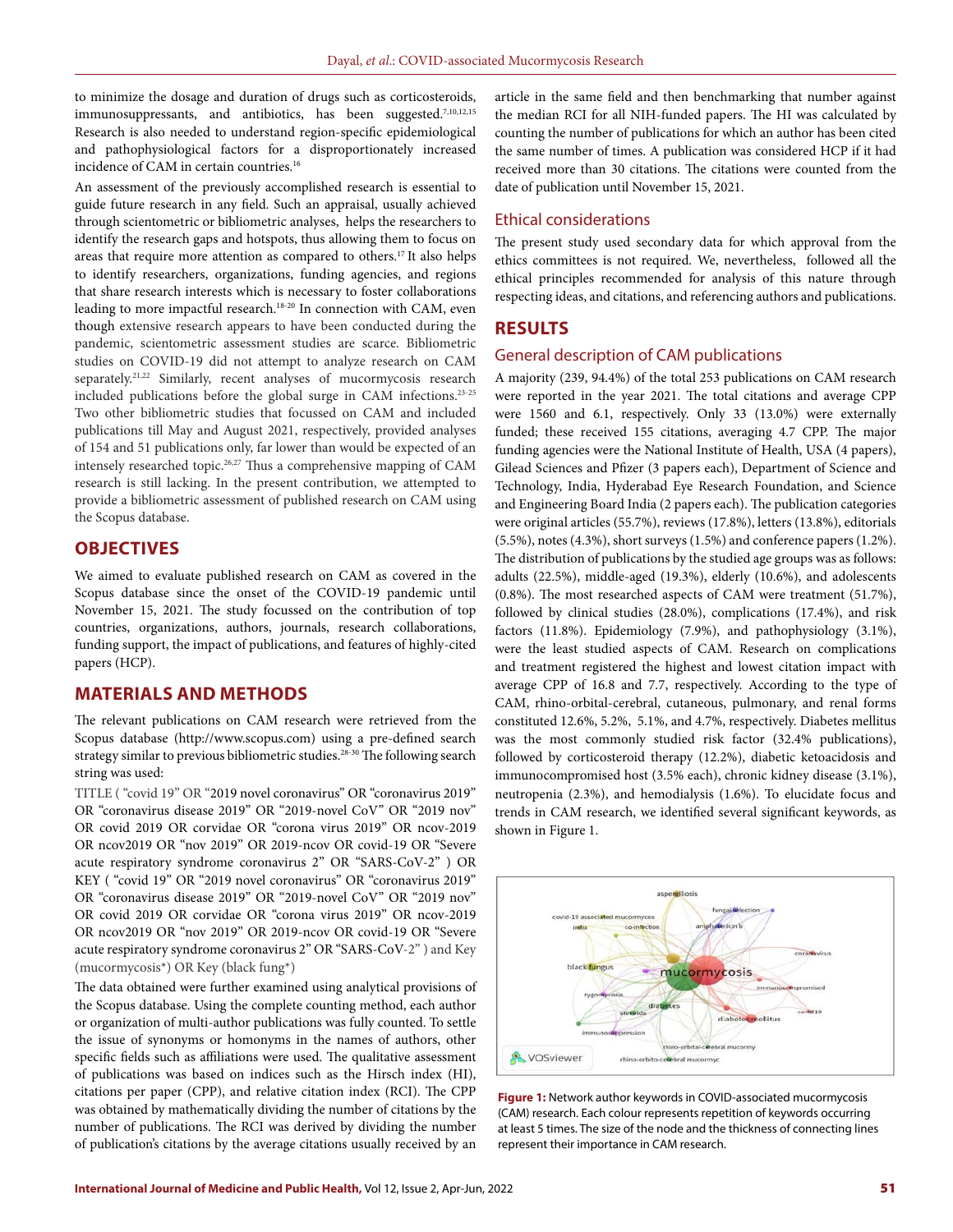to minimize the dosage and duration of drugs such as corticosteroids, immunosuppressants, and antibiotics, has been suggested.[7,10,12,15] Research is also needed to understand region-specific epidemiological and pathophysiological factors for a disproportionately increased incidence of CAM in certain countries.[16]

An assessment of the previously accomplished research is essential to guide future research in any field. Such an appraisal, usually achieved through scientometric or bibliometric analyses, helps the researchers to identify the research gaps and hotspots, thus allowing them to focus on areas that require more attention as compared to others.[17] It also helps to identify researchers, organizations, funding agencies, and regions that share research interests which is necessary to foster collaborations leading to more impactful research.[18-20] In connection with CAM, even though extensive research appears to have been conducted during the pandemic, scientometric assessment studies are scarce. Bibliometric studies on COVID-19 did not attempt to analyze research on CAM separately.[21,22] Similarly, recent analyses of mucormycosis research included publications before the global surge in CAM infections.[23-25] Two other bibliometric studies that focussed on CAM and included publications till May and August 2021, respectively, provided analyses of 154 and 51 publications only, far lower than would be expected of an intensely researched topic.[26,27] Thus a comprehensive mapping of CAM research is still lacking. In the present contribution, we attempted to provide a bibliometric assessment of published research on CAM using the Scopus database.

## OBJECTIVES

We aimed to evaluate published research on CAM as covered in the Scopus database since the onset of the COVID-19 pandemic until November 15, 2021. The study focussed on the contribution of top countries, organizations, authors, journals, research collaborations, funding support, the impact of publications, and features of highly-cited papers (HCP).

## MATERIALS AND METHODS

The relevant publications on CAM research were retrieved from the Scopus database (http://www.scopus.com) using a pre-defined search strategy similar to previous bibliometric studies.[28-30] The following search string was used:

TITLE ( "covid 19" OR "2019 novel coronavirus" OR "coronavirus 2019" OR "coronavirus disease 2019" OR "2019-novel CoV" OR "2019 nov" OR covid 2019 OR corvidae OR "corona virus 2019" OR ncov-2019 OR ncov2019 OR "nov 2019" OR 2019-ncov OR covid-19 OR "Severe acute respiratory syndrome coronavirus 2" OR "SARS-CoV-2" ) OR KEY ( "covid 19" OR "2019 novel coronavirus" OR "coronavirus 2019" OR "coronavirus disease 2019" OR "2019-novel CoV" OR "2019 nov" OR covid 2019 OR corvidae OR "corona virus 2019" OR ncov-2019 OR ncov2019 OR "nov 2019" OR 2019-ncov OR covid-19 OR "Severe acute respiratory syndrome coronavirus 2" OR "SARS-CoV-2" ) and Key (mucormycosis*) OR Key (black fung*)

The data obtained were further examined using analytical provisions of the Scopus database. Using the complete counting method, each author or organization of multi-author publications was fully counted. To settle the issue of synonyms or homonyms in the names of authors, other specific fields such as affiliations were used. The qualitative assessment of publications was based on indices such as the Hirsch index (HI), citations per paper (CPP), and relative citation index (RCI). The CPP was obtained by mathematically dividing the number of citations by the number of publications. The RCI was derived by dividing the number of publication's citations by the average citations usually received by an article in the same field and then benchmarking that number against the median RCI for all NIH-funded papers. The HI was calculated by counting the number of publications for which an author has been cited the same number of times. A publication was considered HCP if it had received more than 30 citations. The citations were counted from the date of publication until November 15, 2021.

### Ethical considerations

The present study used secondary data for which approval from the ethics committees is not required. We, nevertheless, followed all the ethical principles recommended for analysis of this nature through respecting ideas, and citations, and referencing authors and publications.

## RESULTS

### General description of CAM publications

A majority (239, 94.4%) of the total 253 publications on CAM research were reported in the year 2021. The total citations and average CPP were 1560 and 6.1, respectively. Only 33 (13.0%) were externally funded; these received 155 citations, averaging 4.7 CPP. The major funding agencies were the National Institute of Health, USA (4 papers), Gilead Sciences and Pfizer (3 papers each), Department of Science and Technology, India, Hyderabad Eye Research Foundation, and Science and Engineering Board India (2 papers each). The publication categories were original articles (55.7%), reviews (17.8%), letters (13.8%), editorials (5.5%), notes (4.3%), short surveys (1.5%) and conference papers (1.2%). The distribution of publications by the studied age groups was as follows: adults (22.5%), middle-aged (19.3%), elderly (10.6%), and adolescents (0.8%). The most researched aspects of CAM were treatment (51.7%), followed by clinical studies (28.0%), complications (17.4%), and risk factors (11.8%). Epidemiology (7.9%), and pathophysiology (3.1%), were the least studied aspects of CAM. Research on complications and treatment registered the highest and lowest citation impact with average CPP of 16.8 and 7.7, respectively. According to the type of CAM, rhino-orbital-cerebral, cutaneous, pulmonary, and renal forms constituted 12.6%, 5.2%, 5.1%, and 4.7%, respectively. Diabetes mellitus was the most commonly studied risk factor (32.4% publications), followed by corticosteroid therapy (12.2%), diabetic ketoacidosis and immunocompromised host (3.5% each), chronic kidney disease (3.1%), neutropenia (2.3%), and hemodialysis (1.6%). To elucidate focus and trends in CAM research, we identified several significant keywords, as shown in Figure 1.

**Figure 1:** Network author keywords in COVID-associated mucormycosis (CAM) research. Each colour represents repetition of keywords occurring at least 5 times. The size of the node and the thickness of connecting lines represent their importance in CAM research.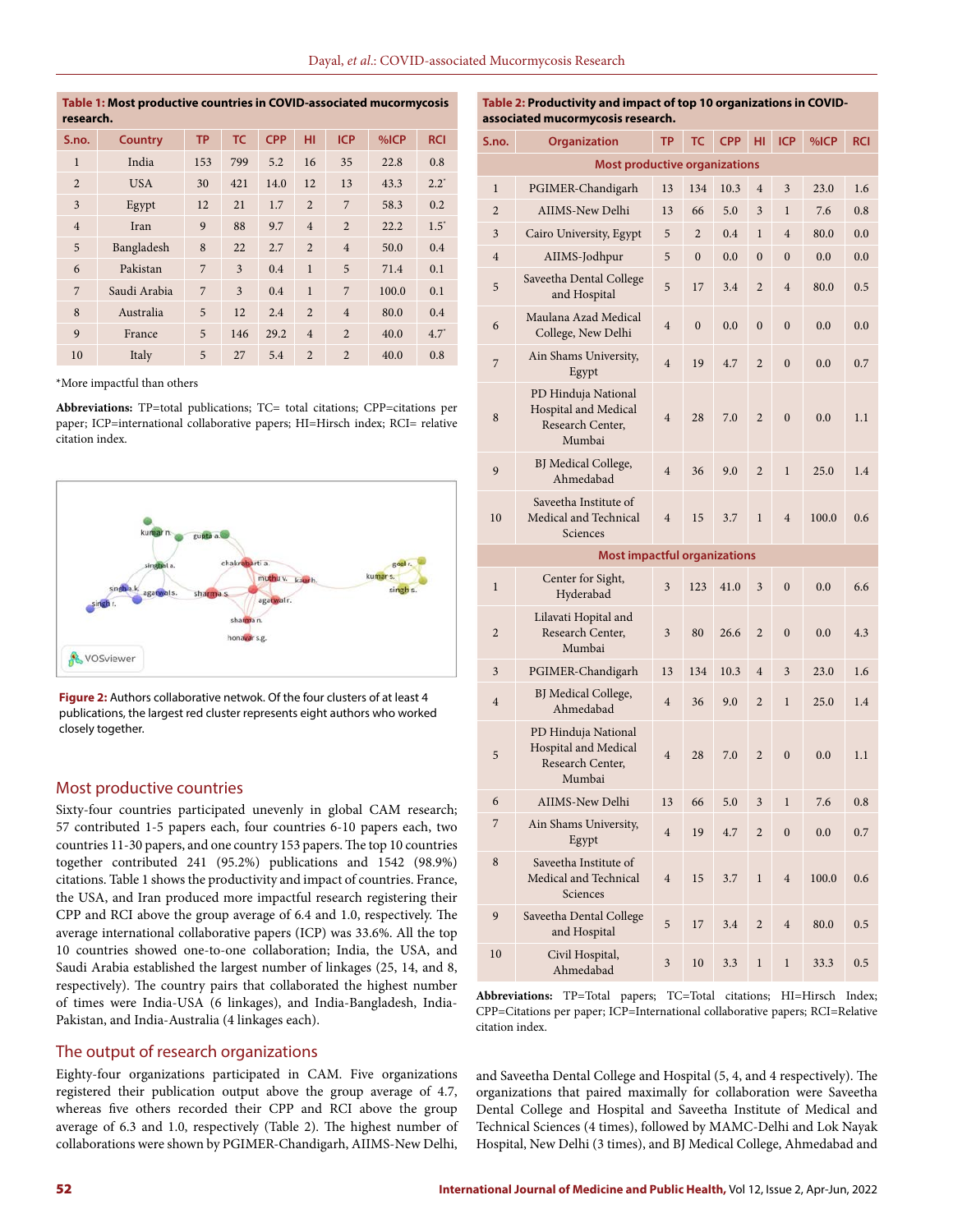**Table 1: Most productive countries in COVID-associated mucormycosis research.**

| S.no. | Country | TP | TC | CPP | HI | ICP | %ICP | RCI |
|---|---|---|---|---|---|---|---|---|
| 1 | India | 153 | 799 | 5.2 | 16 | 35 | 22.8 | 0.8 |
| 2 | USA | 30 | 421 | 14.0 | 12 | 13 | 43.3 | 2.2* |
| 3 | Egypt | 12 | 21 | 1.7 | 2 | 7 | 58.3 | 0.2 |
| 4 | Iran | 9 | 88 | 9.7 | 4 | 2 | 22.2 | 1.5* |
| 5 | Bangladesh | 8 | 22 | 2.7 | 2 | 4 | 50.0 | 0.4 |
| 6 | Pakistan | 7 | 3 | 0.4 | 1 | 5 | 71.4 | 0.1 |
| 7 | Saudi Arabia | 7 | 3 | 0.4 | 1 | 7 | 100.0 | 0.1 |
| 8 | Australia | 5 | 12 | 2.4 | 2 | 4 | 80.0 | 0.4 |
| 9 | France | 5 | 146 | 29.2 | 4 | 2 | 40.0 | 4.7* |
| 10 | Italy | 5 | 27 | 5.4 | 2 | 2 | 40.0 | 0.8 |

*More impactful than others

**Abbreviations:** TP=total publications; TC= total citations; CPP=citations per paper; ICP=international collaborative papers; HI=Hirsch index; RCI= relative citation index.

**Figure 2:** Authors collaborative netwok. Of the four clusters of at least 4 publications, the largest red cluster represents eight authors who worked closely together.

## Most productive countries

Sixty-four countries participated unevenly in global CAM research; 57 contributed 1-5 papers each, four countries 6-10 papers each, two countries 11-30 papers, and one country 153 papers. The top 10 countries together contributed 241 (95.2%) publications and 1542 (98.9%) citations. Table 1 shows the productivity and impact of countries. France, the USA, and Iran produced more impactful research registering their CPP and RCI above the group average of 6.4 and 1.0, respectively. The average international collaborative papers (ICP) was 33.6%. All the top 10 countries showed one-to-one collaboration; India, the USA, and Saudi Arabia established the largest number of linkages (25, 14, and 8, respectively). The country pairs that collaborated the highest number of times were India-USA (6 linkages), and India-Bangladesh, India-Pakistan, and India-Australia (4 linkages each).

## The output of research organizations

Eighty-four organizations participated in CAM. Five organizations registered their publication output above the group average of 4.7, whereas five others recorded their CPP and RCI above the group average of 6.3 and 1.0, respectively (Table 2). The highest number of collaborations were shown by PGIMER-Chandigarh, AIIMS-New Delhi, and Saveetha Dental College and Hospital (5, 4, and 4 respectively). The organizations that paired maximally for collaboration were Saveetha Dental College and Hospital and Saveetha Institute of Medical and Technical Sciences (4 times), followed by MAMC-Delhi and Lok Nayak Hospital, New Delhi (3 times), and BJ Medical College, Ahmedabad and

**Table 2: Productivity and impact of top 10 organizations in COVID-associated mucormycosis research.**

| S.no. | Organization | TP | TC | CPP | HI | ICP | %ICP | RCI |
|---|---|---|---|---|---|---|---|---|
| **Most productive organizations** | | | | | | | | |
| 1 | PGIMER-Chandigarh | 13 | 134 | 10.3 | 4 | 3 | 23.0 | 1.6 |
| 2 | AIIMS-New Delhi | 13 | 66 | 5.0 | 3 | 1 | 7.6 | 0.8 |
| 3 | Cairo University, Egypt | 5 | 2 | 0.4 | 1 | 4 | 80.0 | 0.0 |
| 4 | AIIMS-Jodhpur | 5 | 0 | 0.0 | 0 | 0 | 0.0 | 0.0 |
| 5 | Saveetha Dental College and Hospital | 5 | 17 | 3.4 | 2 | 4 | 80.0 | 0.5 |
| 6 | Maulana Azad Medical College, New Delhi | 4 | 0 | 0.0 | 0 | 0 | 0.0 | 0.0 |
| 7 | Ain Shams University, Egypt | 4 | 19 | 4.7 | 2 | 0 | 0.0 | 0.7 |
| 8 | PD Hinduja National Hospital and Medical Research Center, Mumbai | 4 | 28 | 7.0 | 2 | 0 | 0.0 | 1.1 |
| 9 | BJ Medical College, Ahmedabad | 4 | 36 | 9.0 | 2 | 1 | 25.0 | 1.4 |
| 10 | Saveetha Institute of Medical and Technical Sciences | 4 | 15 | 3.7 | 1 | 4 | 100.0 | 0.6 |
| **Most impactful organizations** | | | | | | | | |
| 1 | Center for Sight, Hyderabad | 3 | 123 | 41.0 | 3 | 0 | 0.0 | 6.6 |
| 2 | Lilavati Hopital and Research Center, Mumbai | 3 | 80 | 26.6 | 2 | 0 | 0.0 | 4.3 |
| 3 | PGIMER-Chandigarh | 13 | 134 | 10.3 | 4 | 3 | 23.0 | 1.6 |
| 4 | BJ Medical College, Ahmedabad | 4 | 36 | 9.0 | 2 | 1 | 25.0 | 1.4 |
| 5 | PD Hinduja National Hospital and Medical Research Center, Mumbai | 4 | 28 | 7.0 | 2 | 0 | 0.0 | 1.1 |
| 6 | AIIMS-New Delhi | 13 | 66 | 5.0 | 3 | 1 | 7.6 | 0.8 |
| 7 | Ain Shams University, Egypt | 4 | 19 | 4.7 | 2 | 0 | 0.0 | 0.7 |
| 8 | Saveetha Institute of Medical and Technical Sciences | 4 | 15 | 3.7 | 1 | 4 | 100.0 | 0.6 |
| 9 | Saveetha Dental College and Hospital | 5 | 17 | 3.4 | 2 | 4 | 80.0 | 0.5 |
| 10 | Civil Hospital, Ahmedabad | 3 | 10 | 3.3 | 1 | 1 | 33.3 | 0.5 |

**Abbreviations:** TP=Total papers; TC=Total citations; HI=Hirsch Index; CPP=Citations per paper; ICP=International collaborative papers; RCI=Relative citation index.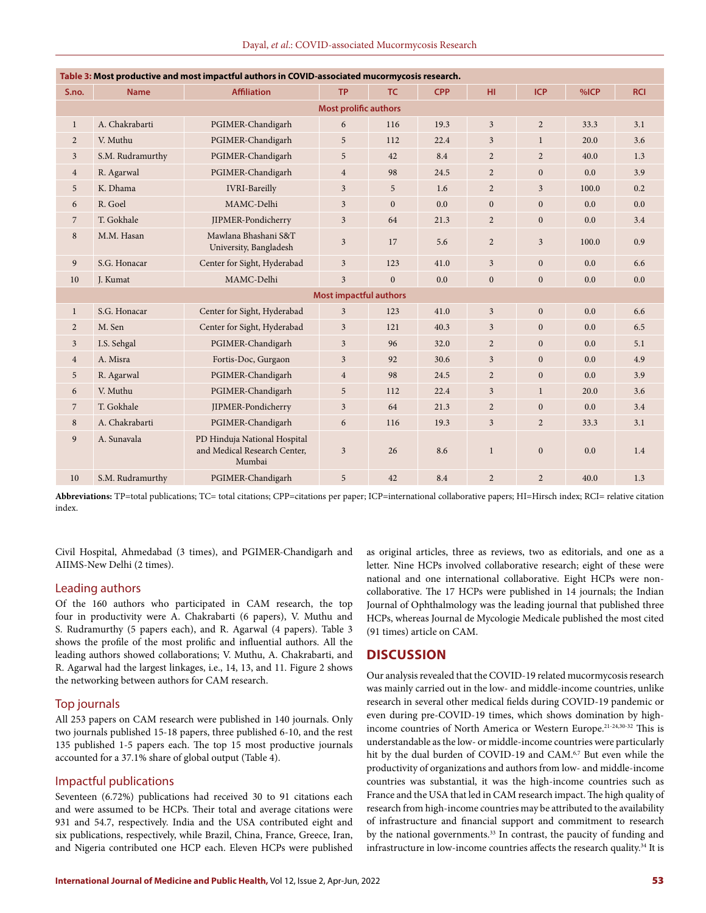**Table 3: Most productive and most impactful authors in COVID-associated mucormycosis research.**

| S.no. | Name | Affiliation | TP | TC | CPP | HI | ICP | %ICP | RCI |
|---|---|---|---|---|---|---|---|---|---|
| **Most prolific authors** | | | | | | | | | |
| 1 | A. Chakrabarti | PGIMER-Chandigarh | 6 | 116 | 19.3 | 3 | 2 | 33.3 | 3.1 |
| 2 | V. Muthu | PGIMER-Chandigarh | 5 | 112 | 22.4 | 3 | 1 | 20.0 | 3.6 |
| 3 | S.M. Rudramurthy | PGIMER-Chandigarh | 5 | 42 | 8.4 | 2 | 2 | 40.0 | 1.3 |
| 4 | R. Agarwal | PGIMER-Chandigarh | 4 | 98 | 24.5 | 2 | 0 | 0.0 | 3.9 |
| 5 | K. Dhama | IVRI-Bareilly | 3 | 5 | 1.6 | 2 | 3 | 100.0 | 0.2 |
| 6 | R. Goel | MAMC-Delhi | 3 | 0 | 0.0 | 0 | 0 | 0.0 | 0.0 |
| 7 | T. Gokhale | JIPMER-Pondicherry | 3 | 64 | 21.3 | 2 | 0 | 0.0 | 3.4 |
| 8 | M.M. Hasan | Mawlana Bhashani S&T University, Bangladesh | 3 | 17 | 5.6 | 2 | 3 | 100.0 | 0.9 |
| 9 | S.G. Honacar | Center for Sight, Hyderabad | 3 | 123 | 41.0 | 3 | 0 | 0.0 | 6.6 |
| 10 | J. Kumat | MAMC-Delhi | 3 | 0 | 0.0 | 0 | 0 | 0.0 | 0.0 |
| **Most impactful authors** | | | | | | | | | |
| 1 | S.G. Honacar | Center for Sight, Hyderabad | 3 | 123 | 41.0 | 3 | 0 | 0.0 | 6.6 |
| 2 | M. Sen | Center for Sight, Hyderabad | 3 | 121 | 40.3 | 3 | 0 | 0.0 | 6.5 |
| 3 | I.S. Sehgal | PGIMER-Chandigarh | 3 | 96 | 32.0 | 2 | 0 | 0.0 | 5.1 |
| 4 | A. Misra | Fortis-Doc, Gurgaon | 3 | 92 | 30.6 | 3 | 0 | 0.0 | 4.9 |
| 5 | R. Agarwal | PGIMER-Chandigarh | 4 | 98 | 24.5 | 2 | 0 | 0.0 | 3.9 |
| 6 | V. Muthu | PGIMER-Chandigarh | 5 | 112 | 22.4 | 3 | 1 | 20.0 | 3.6 |
| 7 | T. Gokhale | JIPMER-Pondicherry | 3 | 64 | 21.3 | 2 | 0 | 0.0 | 3.4 |
| 8 | A. Chakrabarti | PGIMER-Chandigarh | 6 | 116 | 19.3 | 3 | 2 | 33.3 | 3.1 |
| 9 | A. Sunavala | PD Hinduja National Hospital and Medical Research Center, Mumbai | 3 | 26 | 8.6 | 1 | 0 | 0.0 | 1.4 |
| 10 | S.M. Rudramurthy | PGIMER-Chandigarh | 5 | 42 | 8.4 | 2 | 2 | 40.0 | 1.3 |

**Abbreviations:** TP=total publications; TC= total citations; CPP=citations per paper; ICP=international collaborative papers; HI=Hirsch index; RCI= relative citation index.

Civil Hospital, Ahmedabad (3 times), and PGIMER-Chandigarh and AIIMS-New Delhi (2 times).

## Leading authors

Of the 160 authors who participated in CAM research, the top four in productivity were A. Chakrabarti (6 papers), V. Muthu and S. Rudramurthy (5 papers each), and R. Agarwal (4 papers). Table 3 shows the profile of the most prolific and influential authors. All the leading authors showed collaborations; V. Muthu, A. Chakrabarti, and R. Agarwal had the largest linkages, i.e., 14, 13, and 11. Figure 2 shows the networking between authors for CAM research.

## Top journals

All 253 papers on CAM research were published in 140 journals. Only two journals published 15-18 papers, three published 6-10, and the rest 135 published 1-5 papers each. The top 15 most productive journals accounted for a 37.1% share of global output (Table 4).

## Impactful publications

Seventeen (6.72%) publications had received 30 to 91 citations each and were assumed to be HCPs. Their total and average citations were 931 and 54.7, respectively. India and the USA contributed eight and six publications, respectively, while Brazil, China, France, Greece, Iran, and Nigeria contributed one HCP each. Eleven HCPs were published as original articles, three as reviews, two as editorials, and one as a letter. Nine HCPs involved collaborative research; eight of these were national and one international collaborative. Eight HCPs were non-collaborative. The 17 HCPs were published in 14 journals; the Indian Journal of Ophthalmology was the leading journal that published three HCPs, whereas Journal de Mycologie Medicale published the most cited (91 times) article on CAM.

# DISCUSSION

Our analysis revealed that the COVID-19 related mucormycosis research was mainly carried out in the low- and middle-income countries, unlike research in several other medical fields during COVID-19 pandemic or even during pre-COVID-19 times, which shows domination by high-income countries of North America or Western Europe.[21-24,30-32] This is understandable as the low- or middle-income countries were particularly hit by the dual burden of COVID-19 and CAM.[6,7] But even while the productivity of organizations and authors from low- and middle-income countries was substantial, it was the high-income countries such as France and the USA that led in CAM research impact. The high quality of research from high-income countries may be attributed to the availability of infrastructure and financial support and commitment to research by the national governments.[33] In contrast, the paucity of funding and infrastructure in low-income countries affects the research quality.[34] It is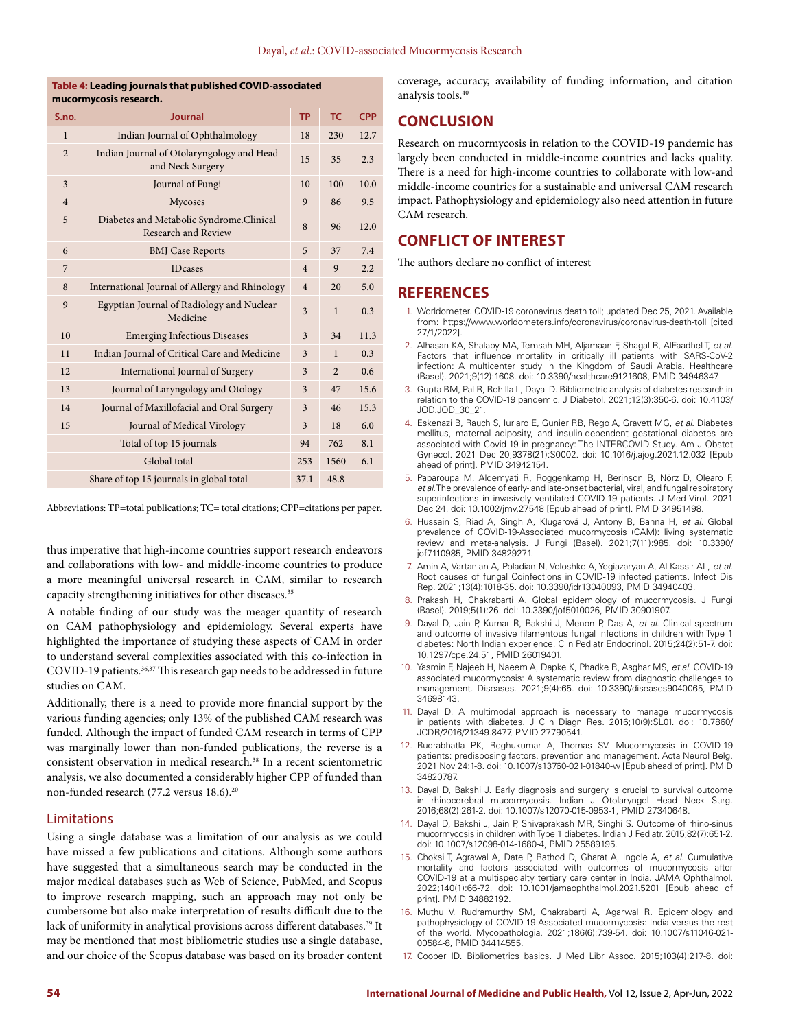**Table 4: Leading journals that published COVID-associated mucormycosis research.**

| S.no. | Journal | TP | TC | CPP |
|---|---|---|---|---|
| 1 | Indian Journal of Ophthalmology | 18 | 230 | 12.7 |
| 2 | Indian Journal of Otolaryngology and Head and Neck Surgery | 15 | 35 | 2.3 |
| 3 | Journal of Fungi | 10 | 100 | 10.0 |
| 4 | Mycoses | 9 | 86 | 9.5 |
| 5 | Diabetes and Metabolic Syndrome.Clinical Research and Review | 8 | 96 | 12.0 |
| 6 | BMJ Case Reports | 5 | 37 | 7.4 |
| 7 | IDcases | 4 | 9 | 2.2 |
| 8 | International Journal of Allergy and Rhinology | 4 | 20 | 5.0 |
| 9 | Egyptian Journal of Radiology and Nuclear Medicine | 3 | 1 | 0.3 |
| 10 | Emerging Infectious Diseases | 3 | 34 | 11.3 |
| 11 | Indian Journal of Critical Care and Medicine | 3 | 1 | 0.3 |
| 12 | International Journal of Surgery | 3 | 2 | 0.6 |
| 13 | Journal of Laryngology and Otology | 3 | 47 | 15.6 |
| 14 | Journal of Maxillofacial and Oral Surgery | 3 | 46 | 15.3 |
| 15 | Journal of Medical Virology | 3 | 18 | 6.0 |
| | Total of top 15 journals | 94 | 762 | 8.1 |
| | Global total | 253 | 1560 | 6.1 |
| | Share of top 15 journals in global total | 37.1 | 48.8 | --- |

Abbreviations: TP=total publications; TC= total citations; CPP=citations per paper.

thus imperative that high-income countries support research endeavors and collaborations with low- and middle-income countries to produce a more meaningful universal research in CAM, similar to research capacity strengthening initiatives for other diseases.[35]

A notable finding of our study was the meager quantity of research on CAM pathophysiology and epidemiology. Several experts have highlighted the importance of studying these aspects of CAM in order to understand several complexities associated with this co-infection in COVID-19 patients.[36,37] This research gap needs to be addressed in future studies on CAM.

Additionally, there is a need to provide more financial support by the various funding agencies; only 13% of the published CAM research was funded. Although the impact of funded CAM research in terms of CPP was marginally lower than non-funded publications, the reverse is a consistent observation in medical research.[38] In a recent scientometric analysis, we also documented a considerably higher CPP of funded than non-funded research (77.2 versus 18.6).[20]

### Limitations

Using a single database was a limitation of our analysis as we could have missed a few publications and citations. Although some authors have suggested that a simultaneous search may be conducted in the major medical databases such as Web of Science, PubMed, and Scopus to improve research mapping, such an approach may not only be cumbersome but also make interpretation of results difficult due to the lack of uniformity in analytical provisions across different databases.[39] It may be mentioned that most bibliometric studies use a single database, and our choice of the Scopus database was based on its broader content coverage, accuracy, availability of funding information, and citation analysis tools.[40]

## CONCLUSION

Research on mucormycosis in relation to the COVID-19 pandemic has largely been conducted in middle-income countries and lacks quality. There is a need for high-income countries to collaborate with low-and middle-income countries for a sustainable and universal CAM research impact. Pathophysiology and epidemiology also need attention in future CAM research.

## CONFLICT OF INTEREST

The authors declare no conflict of interest

## REFERENCES

1. Worldometer. COVID-19 coronavirus death toll; updated Dec 25, 2021. Available from: https://www.worldometers.info/coronavirus/coronavirus-death-toll [cited 27/1/2022].
2. Alhasan KA, Shalaby MA, Temsah MH, Aljamaan F, Shagal R, AlFaadhel T, *et al.* Factors that influence mortality in critically ill patients with SARS-CoV-2 infection: A multicenter study in the Kingdom of Saudi Arabia. Healthcare (Basel). 2021;9(12):1608. doi: 10.3390/healthcare9121608, PMID 34946347.
3. Gupta BM, Pal R, Rohilla L, Dayal D. Bibliometric analysis of diabetes research in relation to the COVID-19 pandemic. J Diabetol. 2021;12(3):350-6. doi: 10.4103/JOD.JOD_30_21.
4. Eskenazi B, Rauch S, Iurlaro E, Gunier RB, Rego A, Gravett MG, *et al.* Diabetes mellitus, maternal adiposity, and insulin-dependent gestational diabetes are associated with Covid-19 in pregnancy: The INTERCOVID Study. Am J Obstet Gynecol. 2021 Dec 20;9378(21):S0002. doi: 10.1016/j.ajog.2021.12.032 [Epub ahead of print]. PMID 34942154.
5. Paparoupa M, Aldemyati R, Roggenkamp H, Berinson B, Nörz D, Olearo F, *et al.* The prevalence of early- and late-onset bacterial, viral, and fungal respiratory superinfections in invasively ventilated COVID-19 patients. J Med Virol. 2021 Dec 24. doi: 10.1002/jmv.27548 [Epub ahead of print]. PMID 34951498.
6. Hussain S, Riad A, Singh A, Klugarová J, Antony B, Banna H, *et al.* Global prevalence of COVID-19-Associated mucormycosis (CAM): living systematic review and meta-analysis. J Fungi (Basel). 2021;7(11):985. doi: 10.3390/jof7110985, PMID 34829271.
7. Amin A, Vartanian A, Poladian N, Voloshko A, Yegiazaryan A, Al-Kassir AL, *et al.* Root causes of fungal Coinfections in COVID-19 infected patients. Infect Dis Rep. 2021;13(4):1018-35. doi: 10.3390/idr13040093, PMID 34940403.
8. Prakash H, Chakrabarti A. Global epidemiology of mucormycosis. J Fungi (Basel). 2019;5(1):26. doi: 10.3390/jof5010026, PMID 30901907.
9. Dayal D, Jain P, Kumar R, Bakshi J, Menon P, Das A, *et al.* Clinical spectrum and outcome of invasive filamentous fungal infections in children with Type 1 diabetes: North Indian experience. Clin Pediatr Endocrinol. 2015;24(2):51-7. doi: 10.1297/cpe.24.51, PMID 26019401.
10. Yasmin F, Najeeb H, Naeem A, Dapke K, Phadke R, Asghar MS, *et al.* COVID-19 associated mucormycosis: A systematic review from diagnostic challenges to management. Diseases. 2021;9(4):65. doi: 10.3390/diseases9040065, PMID 34698143.
11. Dayal D. A multimodal approach is necessary to manage mucormycosis in patients with diabetes. J Clin Diagn Res. 2016;10(9):SL01. doi: 10.7860/JCDR/2016/21349.8477, PMID 27790541.
12. Rudrabhatla PK, Reghukumar A, Thomas SV. Mucormycosis in COVID-19 patients: predisposing factors, prevention and management. Acta Neurol Belg. 2021 Nov 24:1-8. doi: 10.1007/s13760-021-01840-w [Epub ahead of print]. PMID 34820787.
13. Dayal D, Bakshi J. Early diagnosis and surgery is crucial to survival outcome in rhinocerebral mucormycosis. Indian J Otolaryngol Head Neck Surg. 2016;68(2):261-2. doi: 10.1007/s12070-015-0953-1, PMID 27340648.
14. Dayal D, Bakshi J, Jain P, Shivaprakash MR, Singhi S. Outcome of rhino-sinus mucormycosis in children with Type 1 diabetes. Indian J Pediatr. 2015;82(7):651-2. doi: 10.1007/s12098-014-1680-4, PMID 25589195.
15. Choksi T, Agrawal A, Date P, Rathod D, Gharat A, Ingole A, *et al.* Cumulative mortality and factors associated with outcomes of mucormycosis after COVID-19 at a multispecialty tertiary care center in India. JAMA Ophthalmol. 2022;140(1):66-72. doi: 10.1001/jamaophthalmol.2021.5201 [Epub ahead of print]. PMID 34882192.
16. Muthu V, Rudramurthy SM, Chakrabarti A, Agarwal R. Epidemiology and pathophysiology of COVID-19-Associated mucormycosis: India versus the rest of the world. Mycopathologia. 2021;186(6):739-54. doi: 10.1007/s11046-021-00584-8, PMID 34414555.
17. Cooper ID. Bibliometrics basics. J Med Libr Assoc. 2015;103(4):217-8. doi: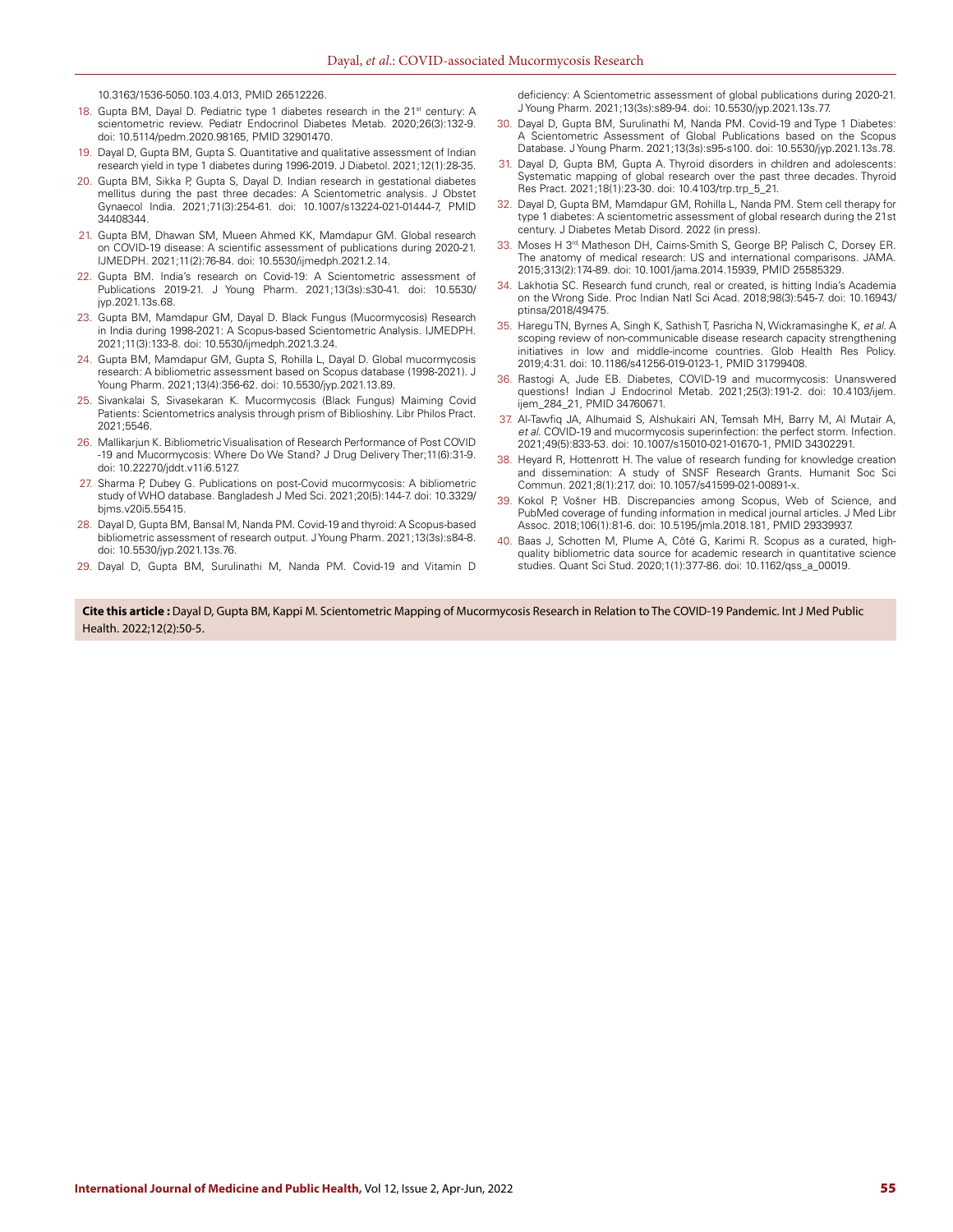10.3163/1536-5050.103.4.013, PMID 26512226.

18. Gupta BM, Dayal D. Pediatric type 1 diabetes research in the 21st century: A scientometric review. Pediatr Endocrinol Diabetes Metab. 2020;26(3):132-9. doi: 10.5114/pedm.2020.98165, PMID 32901470.
19. Dayal D, Gupta BM, Gupta S. Quantitative and qualitative assessment of Indian research yield in type 1 diabetes during 1996-2019. J Diabetol. 2021;12(1):28-35.
20. Gupta BM, Sikka P, Gupta S, Dayal D. Indian research in gestational diabetes mellitus during the past three decades: A Scientometric analysis. J Obstet Gynaecol India. 2021;71(3):254-61. doi: 10.1007/s13224-021-01444-7, PMID 34408344.
21. Gupta BM, Dhawan SM, Mueen Ahmed KK, Mamdapur GM. Global research on COVID-19 disease: A scientific assessment of publications during 2020-21. IJMEDPH. 2021;11(2):76-84. doi: 10.5530/ijmedph.2021.2.14.
22. Gupta BM. India's research on Covid-19: A Scientometric assessment of Publications 2019-21. J Young Pharm. 2021;13(3s):s30-41. doi: 10.5530/jyp.2021.13s.68.
23. Gupta BM, Mamdapur GM, Dayal D. Black Fungus (Mucormycosis) Research in India during 1998-2021: A Scopus-based Scientometric Analysis. IJMEDPH. 2021;11(3):133-8. doi: 10.5530/ijmedph.2021.3.24.
24. Gupta BM, Mamdapur GM, Gupta S, Rohilla L, Dayal D. Global mucormycosis research: A bibliometric assessment based on Scopus database (1998-2021). J Young Pharm. 2021;13(4):356-62. doi: 10.5530/jyp.2021.13.89.
25. Sivankalai S, Sivasekaran K. Mucormycosis (Black Fungus) Maiming Covid Patients: Scientometrics analysis through prism of Biblioshiny. Libr Philos Pract. 2021;5546.
26. Mallikarjun K. Bibliometric Visualisation of Research Performance of Post COVID -19 and Mucormycosis: Where Do We Stand? J Drug Delivery Ther;11(6):31-9. doi: 10.22270/jddt.v11i6.5127.
27. Sharma P, Dubey G. Publications on post-Covid mucormycosis: A bibliometric study of WHO database. Bangladesh J Med Sci. 2021;20(5):144-7. doi: 10.3329/bjms.v20i5.55415.
28. Dayal D, Gupta BM, Bansal M, Nanda PM. Covid-19 and thyroid: A Scopus-based bibliometric assessment of research output. J Young Pharm. 2021;13(3s):s84-8. doi: 10.5530/jyp.2021.13s.76.
29. Dayal D, Gupta BM, Surulinathi M, Nanda PM. Covid-19 and Vitamin D deficiency: A Scientometric assessment of global publications during 2020-21. J Young Pharm. 2021;13(3s):s89-94. doi: 10.5530/jyp.2021.13s.77.
30. Dayal D, Gupta BM, Surulinathi M, Nanda PM. Covid-19 and Type 1 Diabetes: A Scientometric Assessment of Global Publications based on the Scopus Database. J Young Pharm. 2021;13(3s):s95-s100. doi: 10.5530/jyp.2021.13s.78.
31. Dayal D, Gupta BM, Gupta A. Thyroid disorders in children and adolescents: Systematic mapping of global research over the past three decades. Thyroid Res Pract. 2021;18(1):23-30. doi: 10.4103/trp.trp_5_21.
32. Dayal D, Gupta BM, Mamdapur GM, Rohilla L, Nanda PM. Stem cell therapy for type 1 diabetes: A scientometric assessment of global research during the 21st century. J Diabetes Metab Disord. 2022 (in press).
33. Moses H 3rd, Matheson DH, Cairns-Smith S, George BP, Palisch C, Dorsey ER. The anatomy of medical research: US and international comparisons. JAMA. 2015;313(2):174-89. doi: 10.1001/jama.2014.15939, PMID 25585329.
34. Lakhotia SC. Research fund crunch, real or created, is hitting India's Academia on the Wrong Side. Proc Indian Natl Sci Acad. 2018;98(3):545-7. doi: 10.16943/ptinsa/2018/49475.
35. Haregu TN, Byrnes A, Singh K, Sathish T, Pasricha N, Wickramasinghe K, *et al*. A scoping review of non-communicable disease research capacity strengthening initiatives in low and middle-income countries. Glob Health Res Policy. 2019;4:31. doi: 10.1186/s41256-019-0123-1, PMID 31799408.
36. Rastogi A, Jude EB. Diabetes, COVID-19 and mucormycosis: Unanswered questions! Indian J Endocrinol Metab. 2021;25(3):191-2. doi: 10.4103/ijem.ijem_284_21, PMID 34760671.
37. Al-Tawfiq JA, Alhumaid S, Alshukairi AN, Temsah MH, Barry M, Al Mutair A, *et al*. COVID-19 and mucormycosis superinfection: the perfect storm. Infection. 2021;49(5):833-53. doi: 10.1007/s15010-021-01670-1, PMID 34302291.
38. Heyard R, Hottenrott H. The value of research funding for knowledge creation and dissemination: A study of SNSF Research Grants. Humanit Soc Sci Commun. 2021;8(1):217. doi: 10.1057/s41599-021-00891-x.
39. Kokol P, Vošner HB. Discrepancies among Scopus, Web of Science, and PubMed coverage of funding information in medical journal articles. J Med Libr Assoc. 2018;106(1):81-6. doi: 10.5195/jmla.2018.181, PMID 29339937.
40. Baas J, Schotten M, Plume A, Côté G, Karimi R. Scopus as a curated, high-quality bibliometric data source for academic research in quantitative science studies. Quant Sci Stud. 2020;1(1):377-86. doi: 10.1162/qss_a_00019.

**Cite this article :** Dayal D, Gupta BM, Kappi M. Scientometric Mapping of Mucormycosis Research in Relation to The COVID-19 Pandemic. Int J Med Public Health. 2022;12(2):50-5.